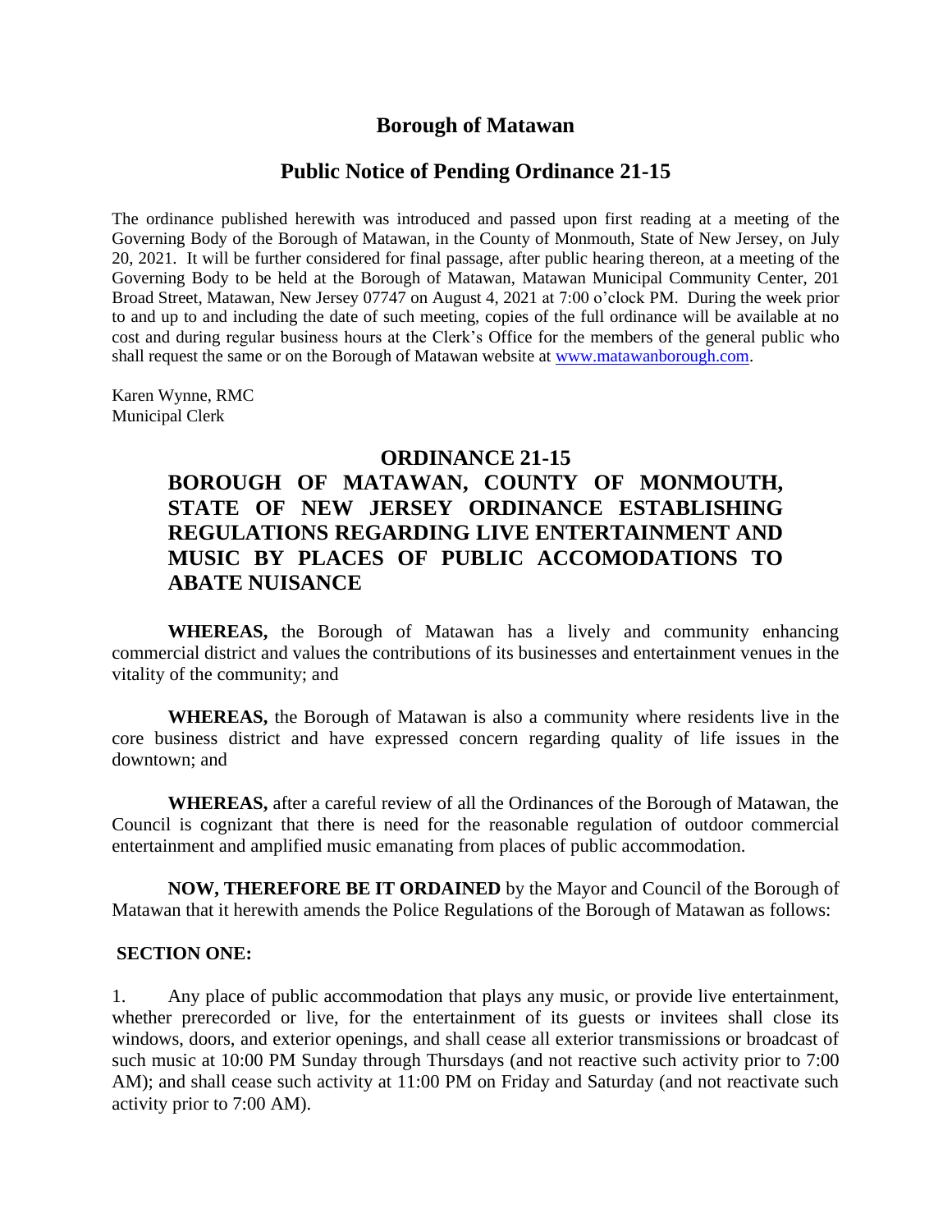# Borough of Matawan

## Public Notice of Pending Ordinance 21-15

The ordinance published herewith was introduced and passed upon first reading at a meeting of the Governing Body of the Borough of Matawan, in the County of Monmouth, State of New Jersey, on July 20, 2021. It will be further considered for final passage, after public hearing thereon, at a meeting of the Governing Body to be held at the Borough of Matawan, Matawan Municipal Community Center, 201 Broad Street, Matawan, New Jersey 07747 on August 4, 2021 at 7:00 o'clock PM. During the week prior to and up to and including the date of such meeting, copies of the full ordinance will be available at no cost and during regular business hours at the Clerk's Office for the members of the general public who shall request the same or on the Borough of Matawan website at www.matawanborough.com.

Karen Wynne, RMC
Municipal Clerk

## ORDINANCE 21-15

## BOROUGH OF MATAWAN, COUNTY OF MONMOUTH, STATE OF NEW JERSEY ORDINANCE ESTABLISHING REGULATIONS REGARDING LIVE ENTERTAINMENT AND MUSIC BY PLACES OF PUBLIC ACCOMODATIONS TO ABATE NUISANCE

**WHEREAS,** the Borough of Matawan has a lively and community enhancing commercial district and values the contributions of its businesses and entertainment venues in the vitality of the community; and

**WHEREAS,** the Borough of Matawan is also a community where residents live in the core business district and have expressed concern regarding quality of life issues in the downtown; and

**WHEREAS,** after a careful review of all the Ordinances of the Borough of Matawan, the Council is cognizant that there is need for the reasonable regulation of outdoor commercial entertainment and amplified music emanating from places of public accommodation.

**NOW, THEREFORE BE IT ORDAINED** by the Mayor and Council of the Borough of Matawan that it herewith amends the Police Regulations of the Borough of Matawan as follows:

**SECTION ONE:**

1. Any place of public accommodation that plays any music, or provide live entertainment, whether prerecorded or live, for the entertainment of its guests or invitees shall close its windows, doors, and exterior openings, and shall cease all exterior transmissions or broadcast of such music at 10:00 PM Sunday through Thursdays (and not reactive such activity prior to 7:00 AM); and shall cease such activity at 11:00 PM on Friday and Saturday (and not reactivate such activity prior to 7:00 AM).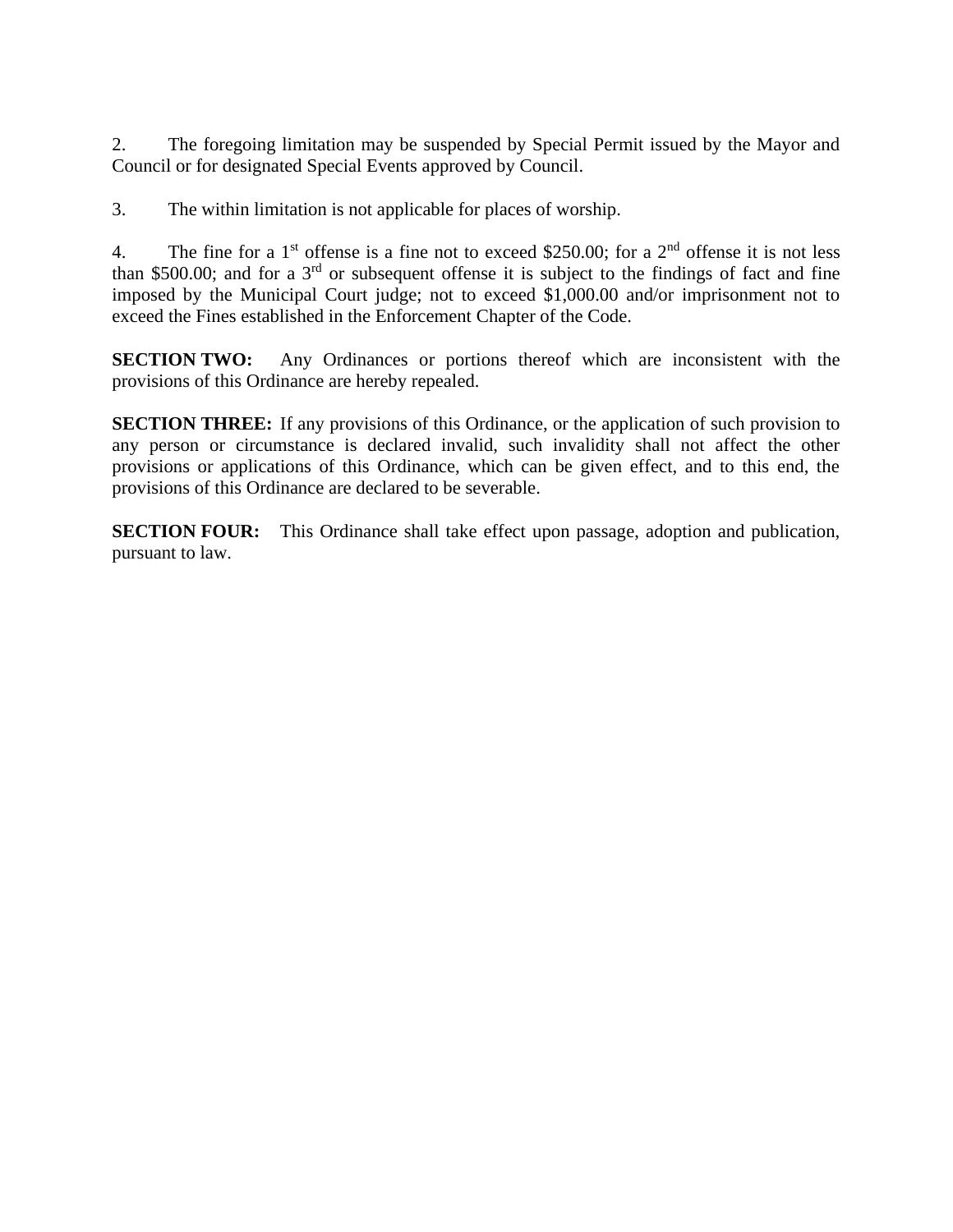2. The foregoing limitation may be suspended by Special Permit issued by the Mayor and Council or for designated Special Events approved by Council.

3. The within limitation is not applicable for places of worship.

4. The fine for a 1st offense is a fine not to exceed $250.00; for a 2nd offense it is not less than $500.00; and for a 3rd or subsequent offense it is subject to the findings of fact and fine imposed by the Municipal Court judge; not to exceed $1,000.00 and/or imprisonment not to exceed the Fines established in the Enforcement Chapter of the Code.

**SECTION TWO:** Any Ordinances or portions thereof which are inconsistent with the provisions of this Ordinance are hereby repealed.

**SECTION THREE:** If any provisions of this Ordinance, or the application of such provision to any person or circumstance is declared invalid, such invalidity shall not affect the other provisions or applications of this Ordinance, which can be given effect, and to this end, the provisions of this Ordinance are declared to be severable.

**SECTION FOUR:** This Ordinance shall take effect upon passage, adoption and publication, pursuant to law.